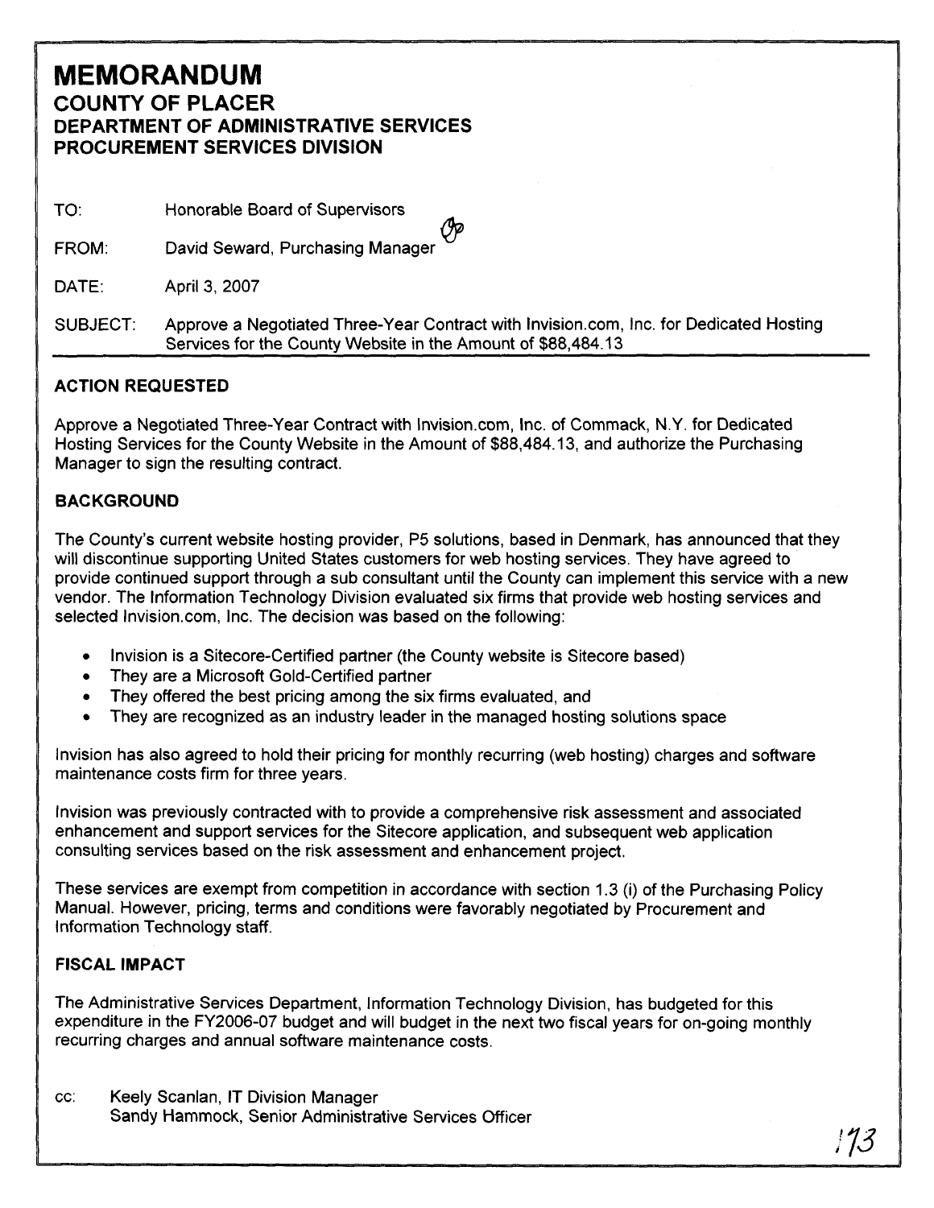# MEMORANDUM

## COUNTY OF PLACER

### DEPARTMENT OF ADMINISTRATIVE SERVICES

### PROCUREMENT SERVICES DIVISION

TO: Honorable Board of Supervisors

FROM: David Seward, Purchasing Manager

DATE: April 3, 2007

SUBJECT: Approve a Negotiated Three-Year Contract with Invision.com, Inc. for Dedicated Hosting Services for the County Website in the Amount of $88,484.13

---

**ACTION REQUESTED**

Approve a Negotiated Three-Year Contract with Invision.com, Inc. of Commack, N.Y. for Dedicated Hosting Services for the County Website in the Amount of $88,484.13, and authorize the Purchasing Manager to sign the resulting contract.

**BACKGROUND**

The County's current website hosting provider, P5 solutions, based in Denmark, has announced that they will discontinue supporting United States customers for web hosting services. They have agreed to provide continued support through a sub consultant until the County can implement this service with a new vendor. The Information Technology Division evaluated six firms that provide web hosting services and selected Invision.com, Inc. The decision was based on the following:

- Invision is a Sitecore-Certified partner (the County website is Sitecore based)
- They are a Microsoft Gold-Certified partner
- They offered the best pricing among the six firms evaluated, and
- They are recognized as an industry leader in the managed hosting solutions space

Invision has also agreed to hold their pricing for monthly recurring (web hosting) charges and software maintenance costs firm for three years.

Invision was previously contracted with to provide a comprehensive risk assessment and associated enhancement and support services for the Sitecore application, and subsequent web application consulting services based on the risk assessment and enhancement project.

These services are exempt from competition in accordance with section 1.3 (i) of the Purchasing Policy Manual. However, pricing, terms and conditions were favorably negotiated by Procurement and Information Technology staff.

**FISCAL IMPACT**

The Administrative Services Department, Information Technology Division, has budgeted for this expenditure in the FY2006-07 budget and will budget in the next two fiscal years for on-going monthly recurring charges and annual software maintenance costs.

cc: Keely Scanlan, IT Division Manager
Sandy Hammock, Senior Administrative Services Officer